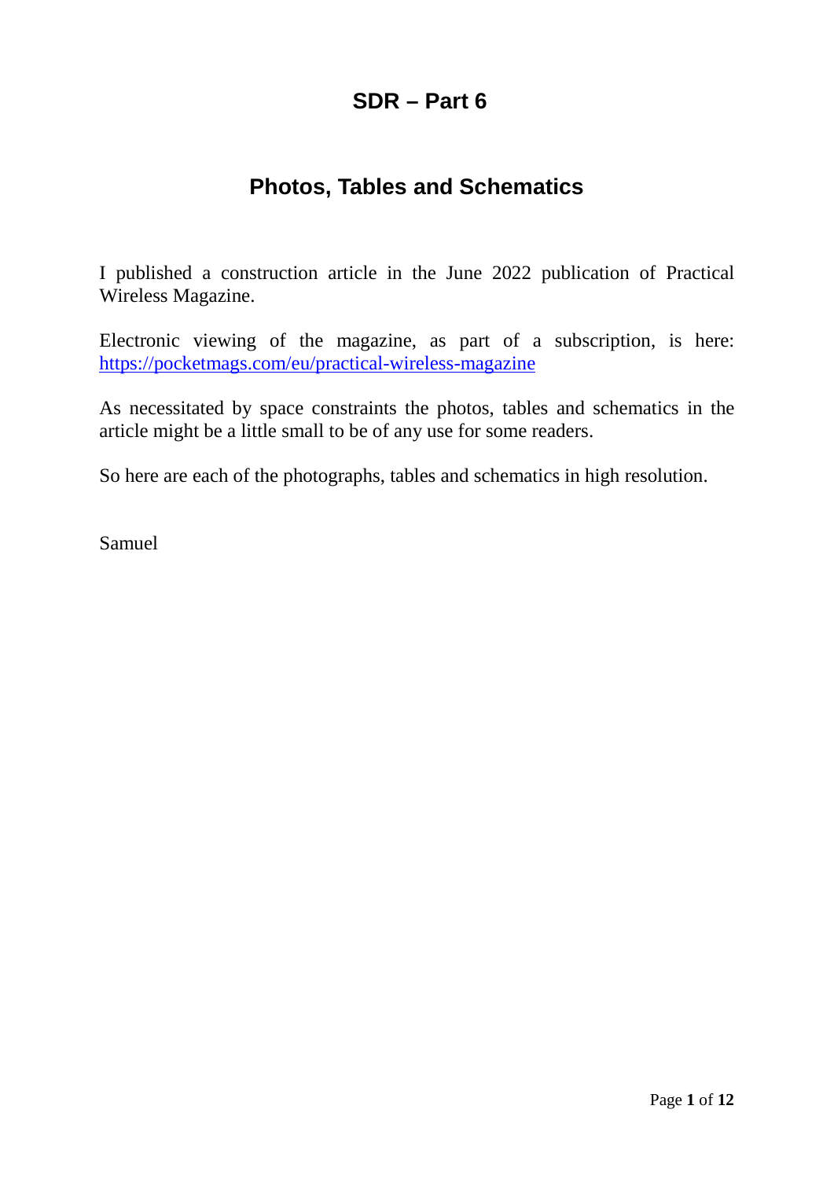# SDR – Part 6

## Photos, Tables and Schematics

I published a construction article in the June 2022 publication of Practical Wireless Magazine.

Electronic viewing of the magazine, as part of a subscription, is here: https://pocketmags.com/eu/practical-wireless-magazine

As necessitated by space constraints the photos, tables and schematics in the article might be a little small to be of any use for some readers.

So here are each of the photographs, tables and schematics in high resolution.

Samuel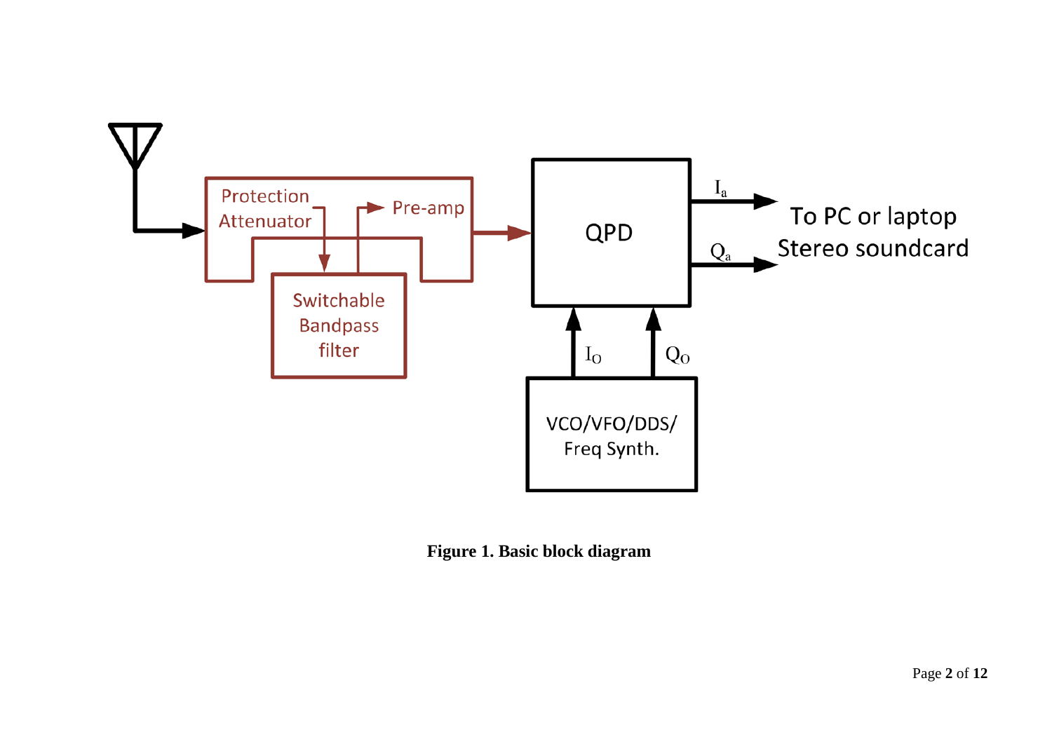**Figure 1. Basic block diagram**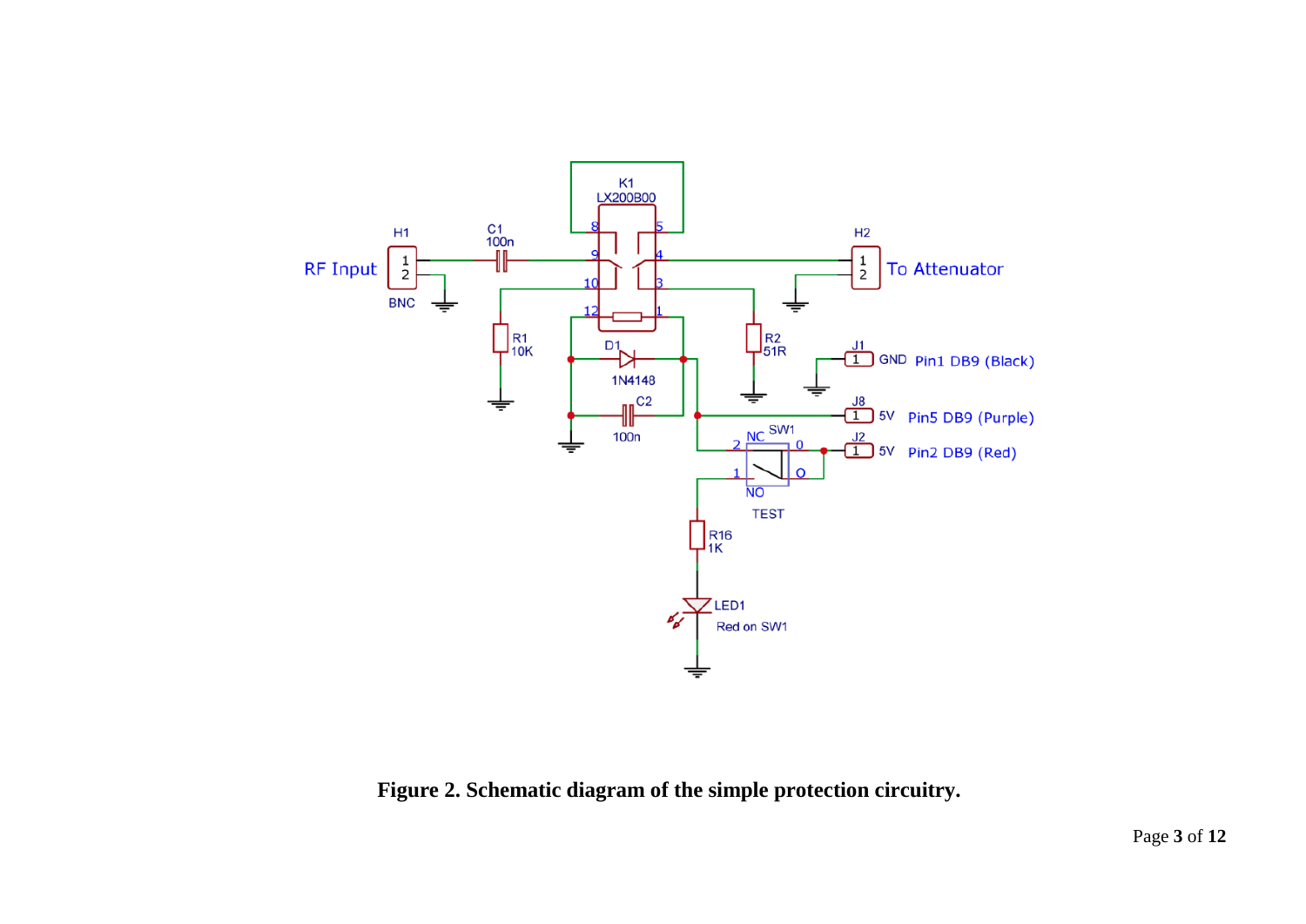**Figure 2. Schematic diagram of the simple protection circuitry.**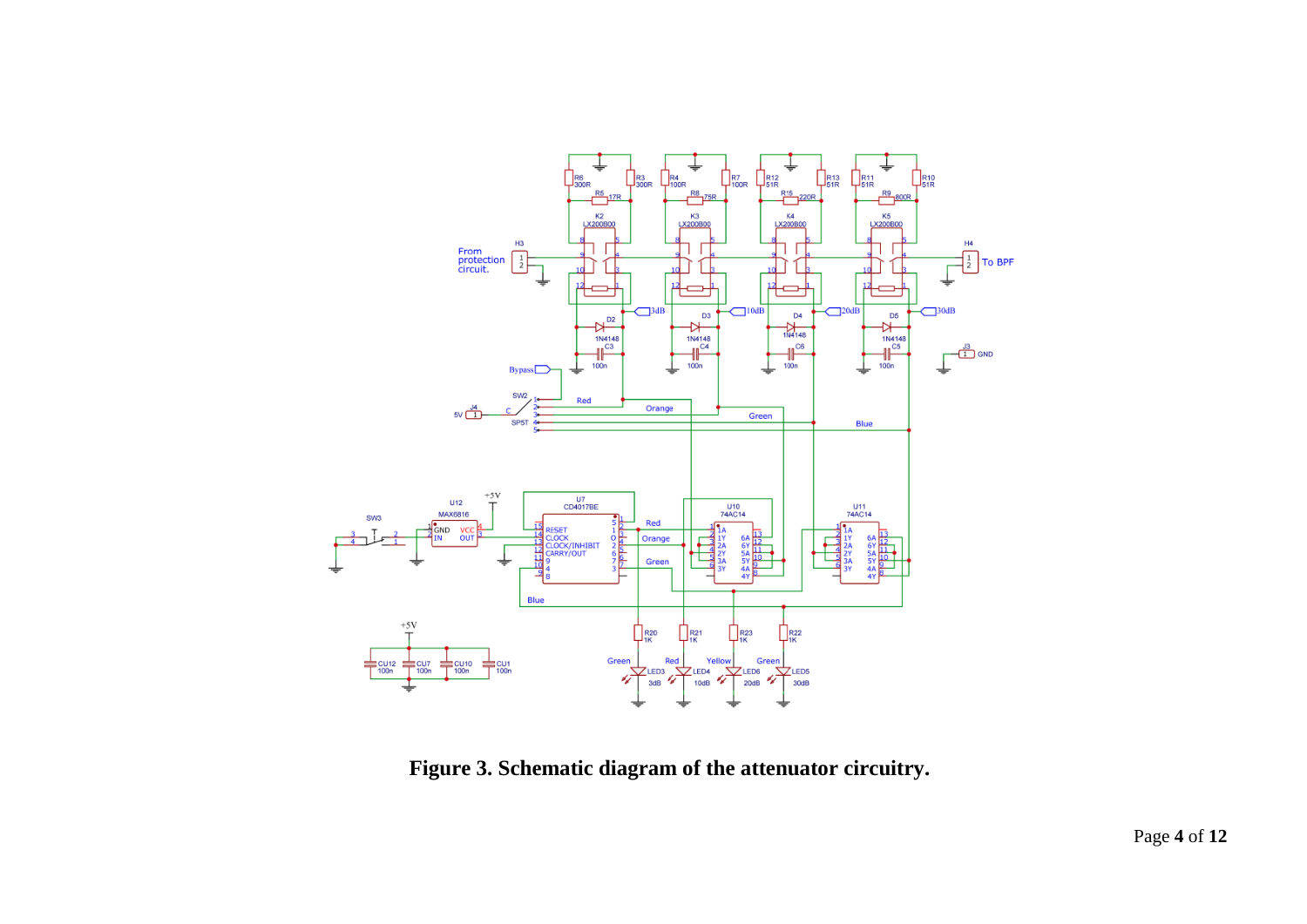**Figure 3. Schematic diagram of the attenuator circuitry.**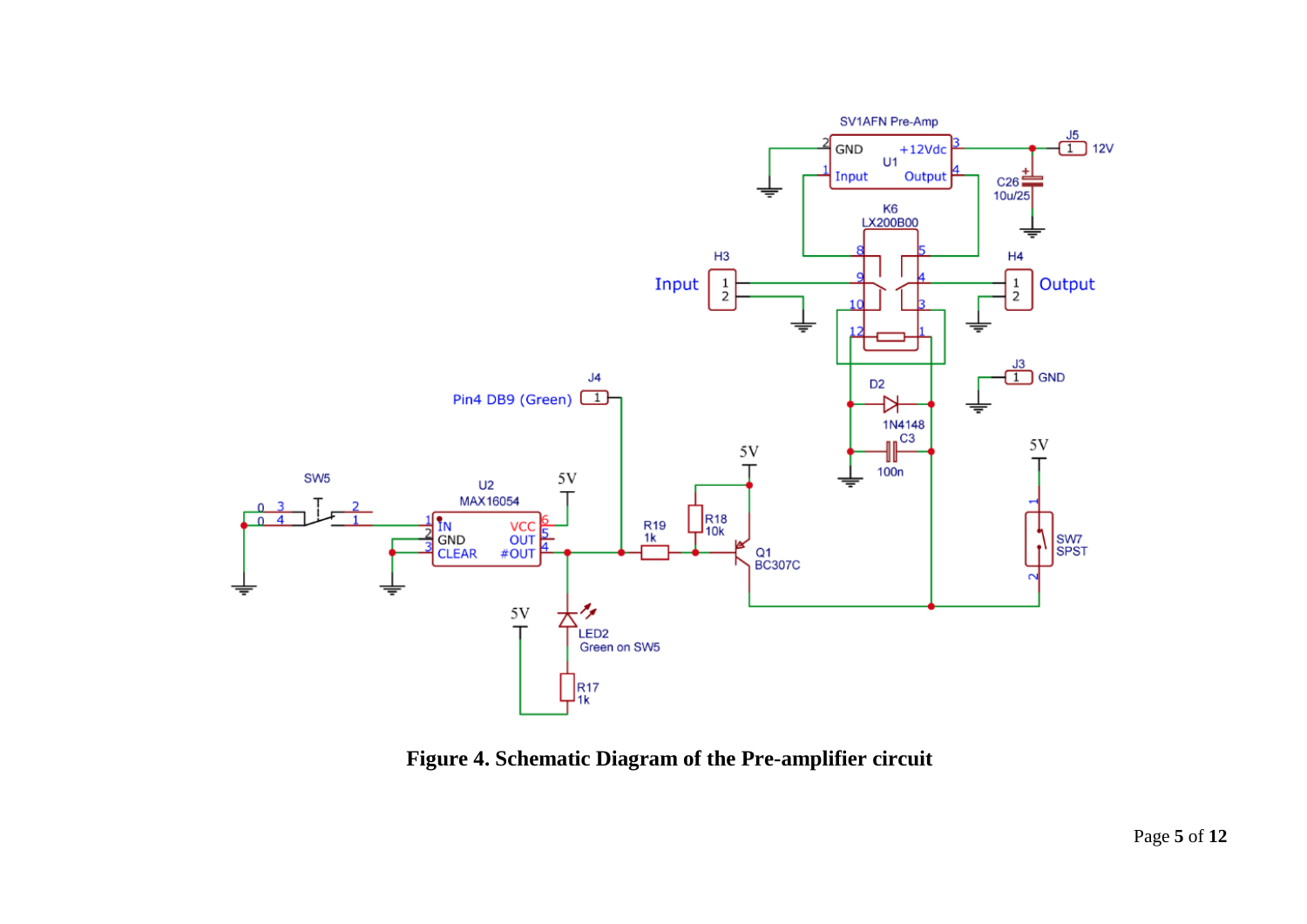**Figure 4. Schematic Diagram of the Pre-amplifier circuit**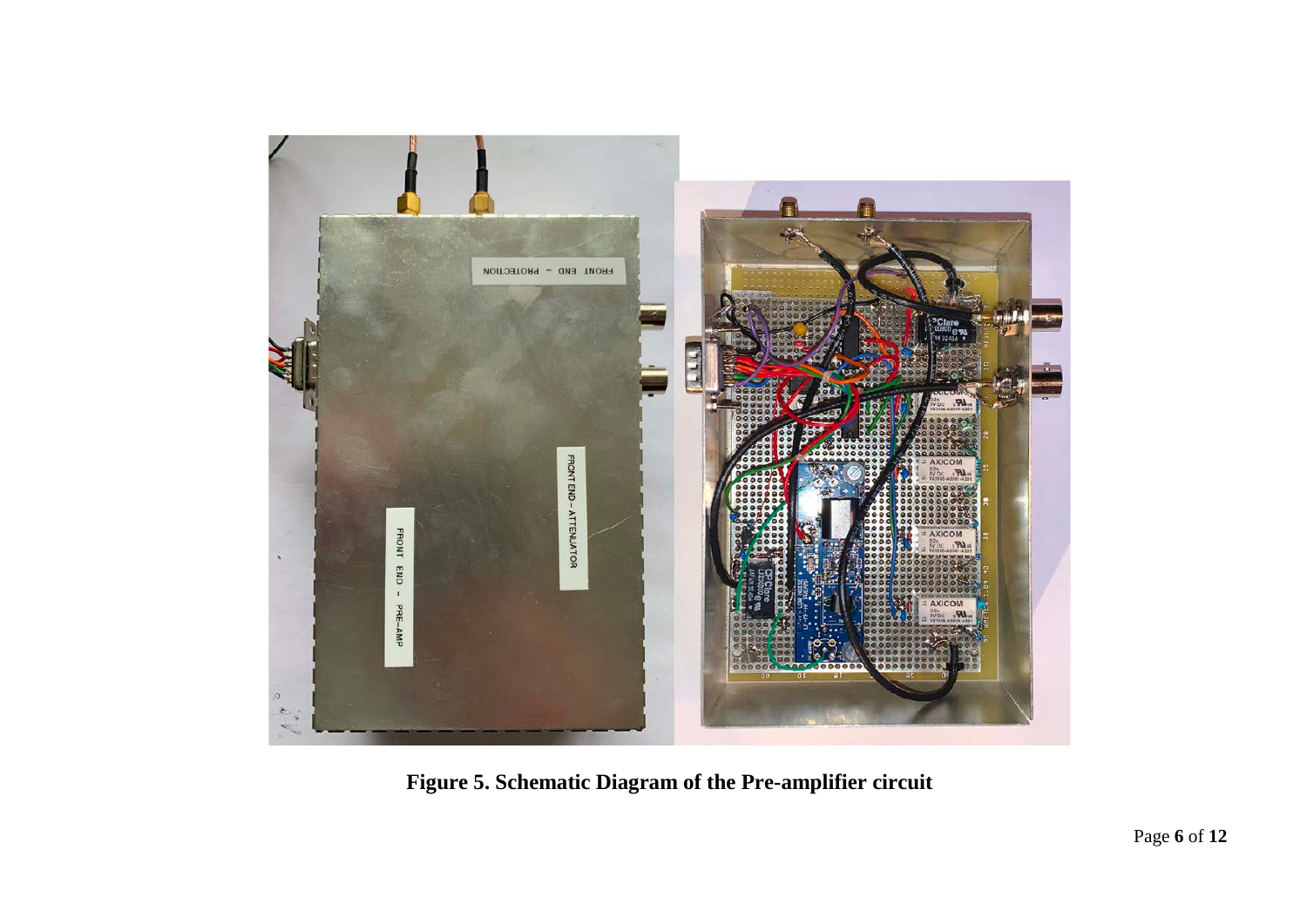**Figure 5. Schematic Diagram of the Pre-amplifier circuit**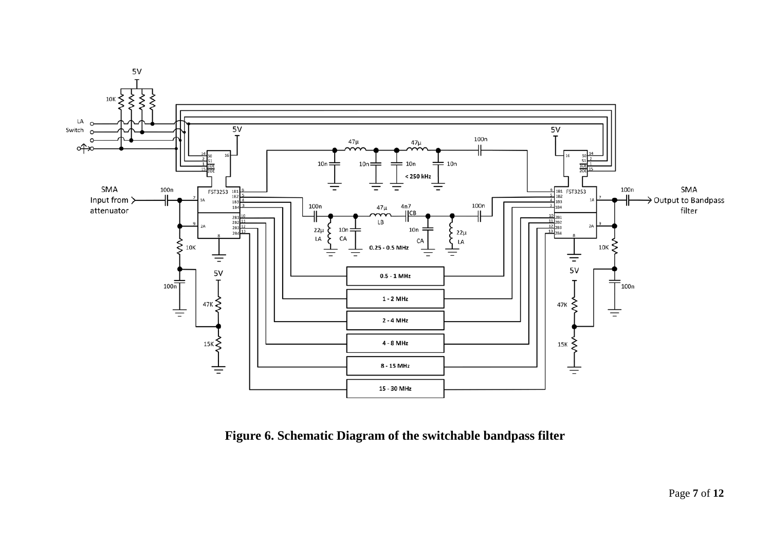**Figure 6. Schematic Diagram of the switchable bandpass filter**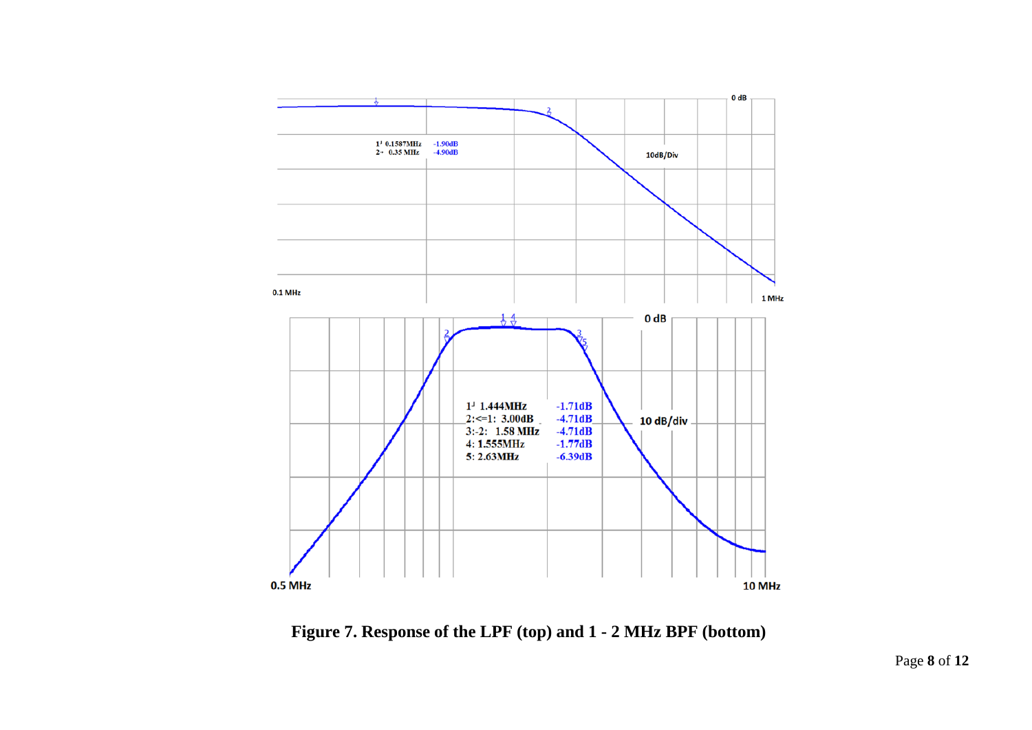1ᴶ 0.1587MHz -1.90dB
2- 0.35 MHz -4.90dB

0 dB

10dB/Div

0.1 MHz

1 MHz

| | |
|---|---|
| 1ᴶ 1.444MHz | -1.71dB |
| 2:<=1: 3.00dB | -4.71dB |
| 3:-2: 1.58 MHz | -4.71dB |
| 4: 1.555MHz | -1.77dB |
| 5: 2.63MHz | -6.39dB |

0 dB

10 dB/div

0.5 MHz

10 MHz

**Figure 7. Response of the LPF (top) and 1 - 2 MHz BPF (bottom)**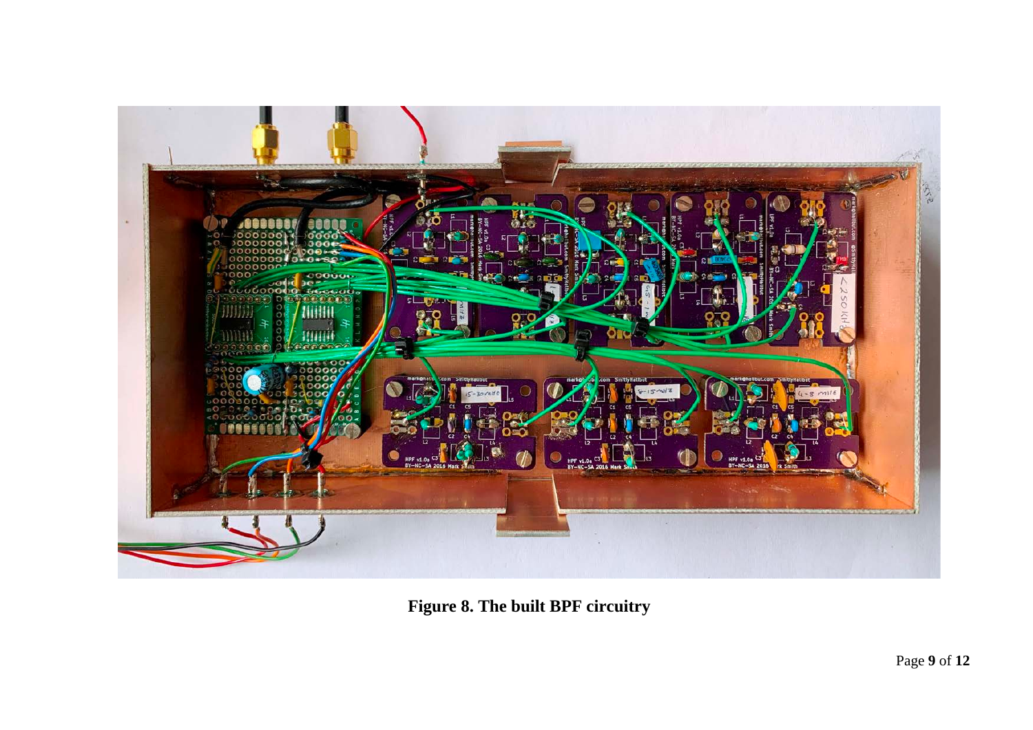**Figure 8. The built BPF circuitry**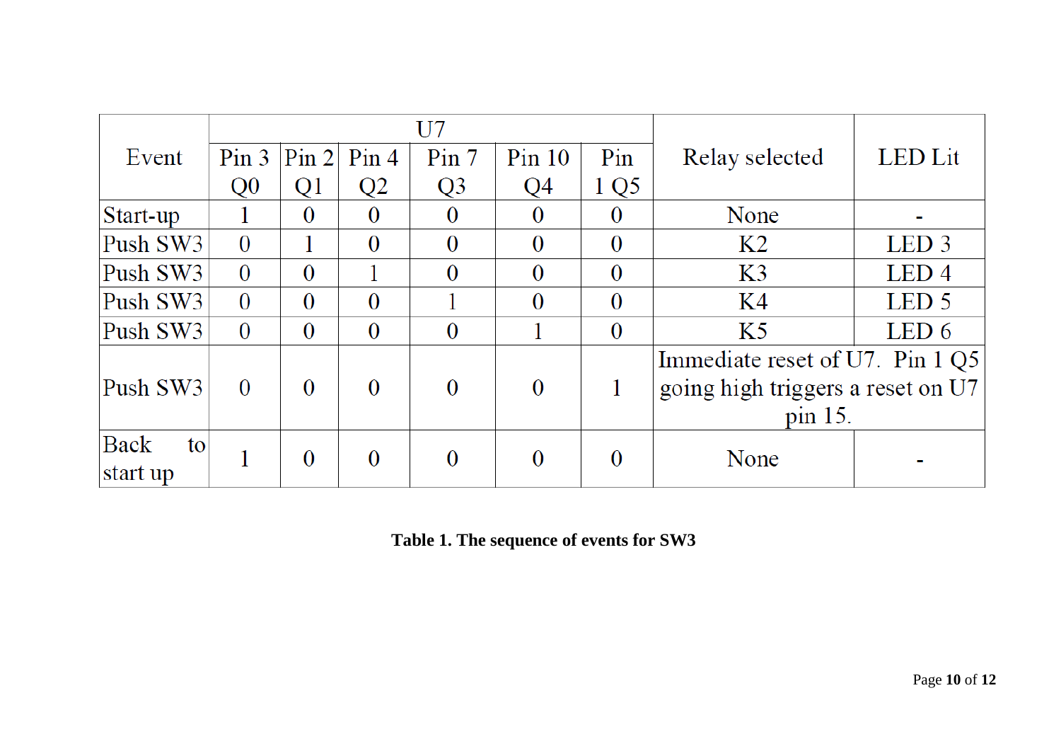| Event | U7 | | | | | | Relay selected | LED Lit |
|---|---|---|---|---|---|---|---|---|
| | Pin 3 Q0 | Pin 2 Q1 | Pin 4 Q2 | Pin 7 Q3 | Pin 10 Q4 | Pin 1 Q5 | | |
| Start-up | 1 | 0 | 0 | 0 | 0 | 0 | None | - |
| Push SW3 | 0 | 1 | 0 | 0 | 0 | 0 | K2 | LED 3 |
| Push SW3 | 0 | 0 | 1 | 0 | 0 | 0 | K3 | LED 4 |
| Push SW3 | 0 | 0 | 0 | 1 | 0 | 0 | K4 | LED 5 |
| Push SW3 | 0 | 0 | 0 | 0 | 1 | 0 | K5 | LED 6 |
| Push SW3 | 0 | 0 | 0 | 0 | 0 | 1 | Immediate reset of U7. Pin 1 Q5 going high triggers a reset on U7 pin 15. | |
| Back to start up | 1 | 0 | 0 | 0 | 0 | 0 | None | - |

**Table 1. The sequence of events for SW3**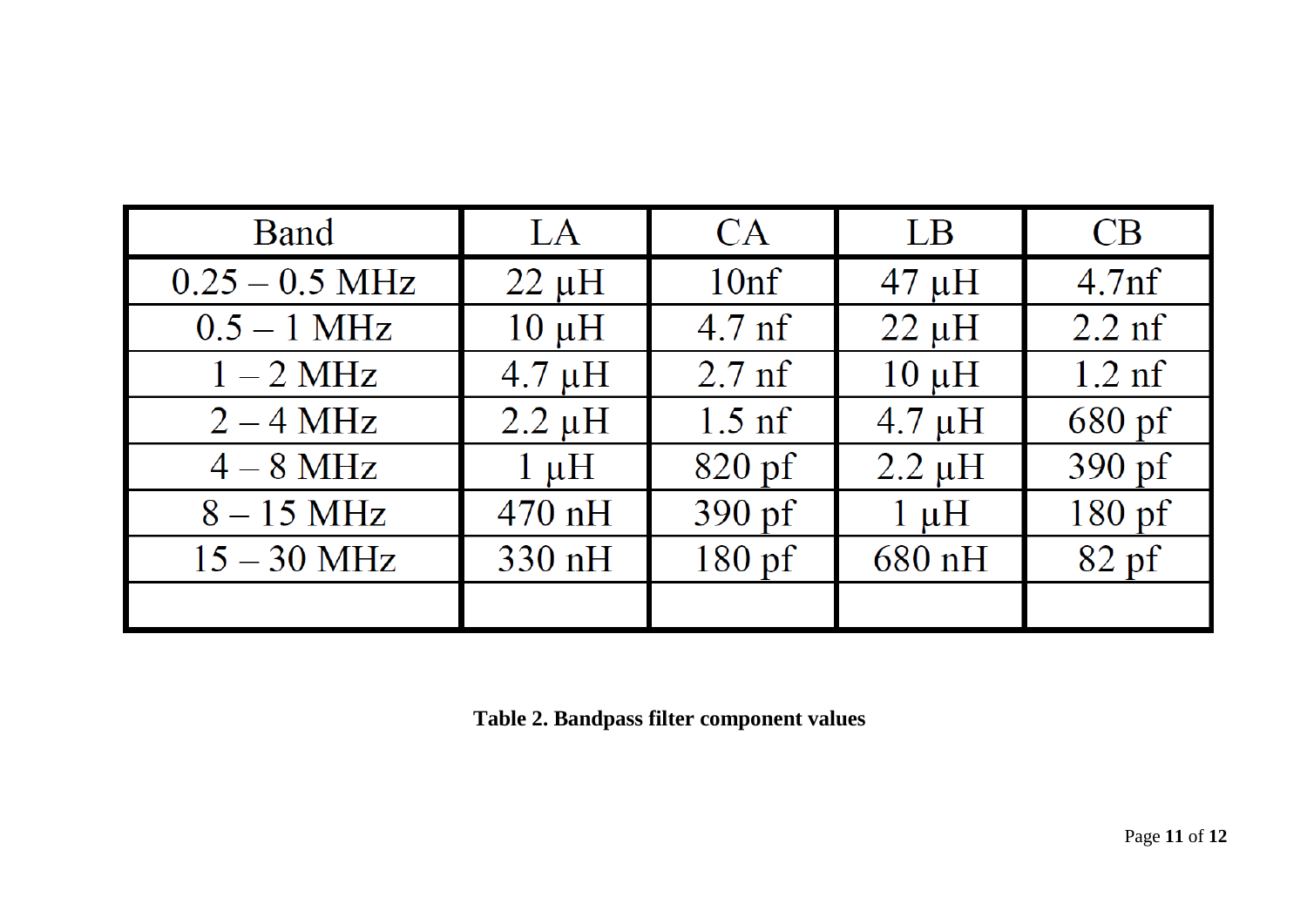| Band | LA | CA | LB | CB |
|---|---|---|---|---|
| 0.25 – 0.5 MHz | 22 µH | 10nf | 47 µH | 4.7nf |
| 0.5 – 1 MHz | 10 µH | 4.7 nf | 22 µH | 2.2 nf |
| 1 – 2 MHz | 4.7 µH | 2.7 nf | 10 µH | 1.2 nf |
| 2 – 4 MHz | 2.2 µH | 1.5 nf | 4.7 µH | 680 pf |
| 4 – 8 MHz | 1 µH | 820 pf | 2.2 µH | 390 pf |
| 8 – 15 MHz | 470 nH | 390 pf | 1 µH | 180 pf |
| 15 – 30 MHz | 330 nH | 180 pf | 680 nH | 82 pf |
| | | | | |

**Table 2. Bandpass filter component values**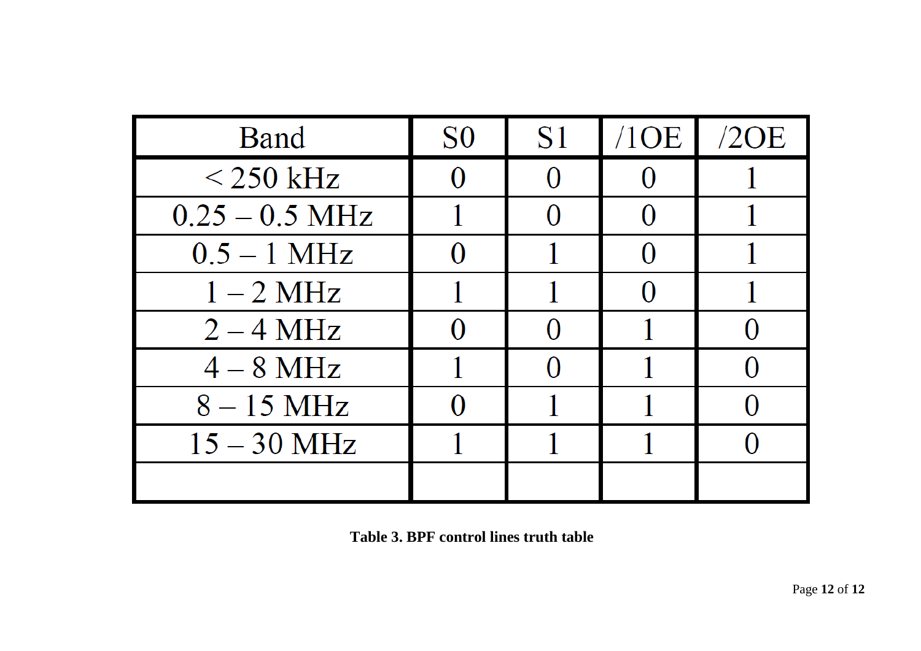| Band | S0 | S1 | /1OE | /2OE |
|---|---|---|---|---|
| < 250 kHz | 0 | 0 | 0 | 1 |
| 0.25 – 0.5 MHz | 1 | 0 | 0 | 1 |
| 0.5 – 1 MHz | 0 | 1 | 0 | 1 |
| 1 – 2 MHz | 1 | 1 | 0 | 1 |
| 2 – 4 MHz | 0 | 0 | 1 | 0 |
| 4 – 8 MHz | 1 | 0 | 1 | 0 |
| 8 – 15 MHz | 0 | 1 | 1 | 0 |
| 15 – 30 MHz | 1 | 1 | 1 | 0 |
| | | | | |

**Table 3. BPF control lines truth table**